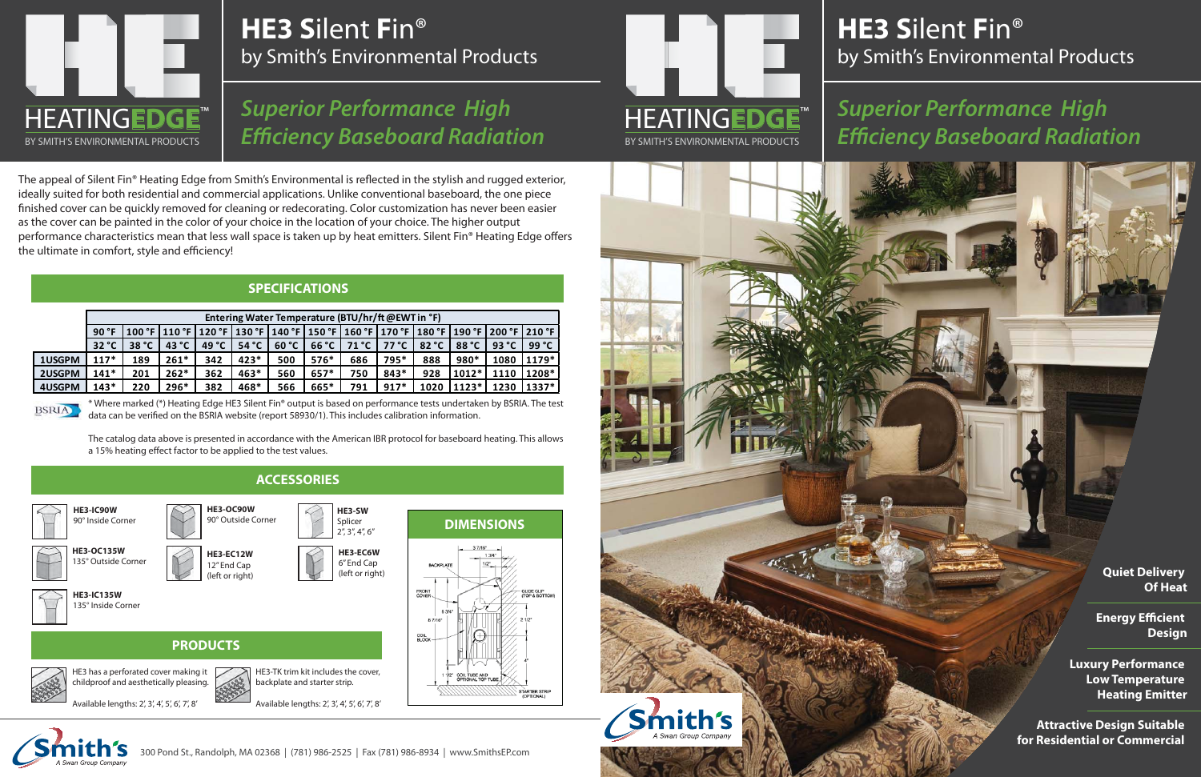# HE3 Silent Fin®

by Smith's Environmental Products

## *Superior Performance High Efficiency Baseboard Radiation*

HEATINGEDGE™
BY SMITH'S ENVIRONMENTAL PRODUCTS

The appeal of Silent Fin® Heating Edge from Smith's Environmental is reflected in the stylish and rugged exterior, ideally suited for both residential and commercial applications. Unlike conventional baseboard, the one piece finished cover can be quickly removed for cleaning or redecorating. Color customization has never been easier as the cover can be painted in the color of your choice in the location of your choice. The higher output performance characteristics mean that less wall space is taken up by heat emitters. Silent Fin® Heating Edge offers the ultimate in comfort, style and efficiency!

## SPECIFICATIONS

| | Entering Water Temperature (BTU/hr/ft @EWT in °F) | | | | | | | | | | | | |
|---|---|---|---|---|---|---|---|---|---|---|---|---|---|
| | 90 °F | 100 °F | 110 °F | 120 °F | 130 °F | 140 °F | 150 °F | 160 °F | 170 °F | 180 °F | 190 °F | 200 °F | 210 °F |
| | 32 °C | 38 °C | 43 °C | 49 °C | 54 °C | 60 °C | 66 °C | 71 °C | 77 °C | 82 °C | 88 °C | 93 °C | 99 °C |
| 1USGPM | 117* | 189 | 261* | 342 | 423* | 500 | 576* | 686 | 795* | 888 | 980* | 1080 | 1179* |
| 2USGPM | 141* | 201 | 262* | 362 | 463* | 560 | 657* | 750 | 843* | 928 | 1012* | 1110 | 1208* |
| 4USGPM | 143* | 220 | 296* | 382 | 468* | 566 | 665* | 791 | 917* | 1020 | 1123* | 1230 | 1337* |

* Where marked (*) Heating Edge HE3 Silent Fin® output is based on performance tests undertaken by BSRIA. The test data can be verified on the BSRIA website (report 58930/1). This includes calibration information.

The catalog data above is presented in accordance with the American IBR protocol for baseboard heating. This allows a 15% heating effect factor to be applied to the test values.

## ACCESSORIES

- **HE3-IC90W** 90° Inside Corner
- **HE3-OC90W** 90° Outside Corner
- **HE3-SW** Splicer 2", 3", 4", 6"
- **HE3-OC135W** 135° Outside Corner
- **HE3-EC12W** 12" End Cap (left or right)
- **HE3-EC6W** 6" End Cap (left or right)
- **HE3-IC135W** 135° Inside Corner

## DIMENSIONS

3 7/16" · 1 3/4" · 1/2" · BACKPLATE · FRONT COVER · GUIDE CLIP (TOP & BOTTOM) · 5 3/4" · 8 7/16" · 2 1/2" · COIL BLOCK · 4" · 1 1/2" · COIL TUBE AND OPTIONAL TOP TUBE · STARTER STRIP (OPTIONAL)

## PRODUCTS

HE3 has a perforated cover making it childproof and aesthetically pleasing.

Available lengths: 2', 3', 4', 5', 6', 7', 8'

HE3-TK trim kit includes the cover, backplate and starter strip.

Available lengths: 2', 3', 4', 5', 6', 7', 8'

Smith's A Swan Group Company

300 Pond St., Randolph, MA 02368 | (781) 986-2525 | Fax (781) 986-8934 | www.SmithsEP.com

# HE3 Silent Fin®

by Smith's Environmental Products

## *Superior Performance High Efficiency Baseboard Radiation*

**Quiet Delivery Of Heat**

**Energy Efficient Design**

**Luxury Performance Low Temperature Heating Emitter**

**Attractive Design Suitable for Residential or Commercial**

Smith's A Swan Group Company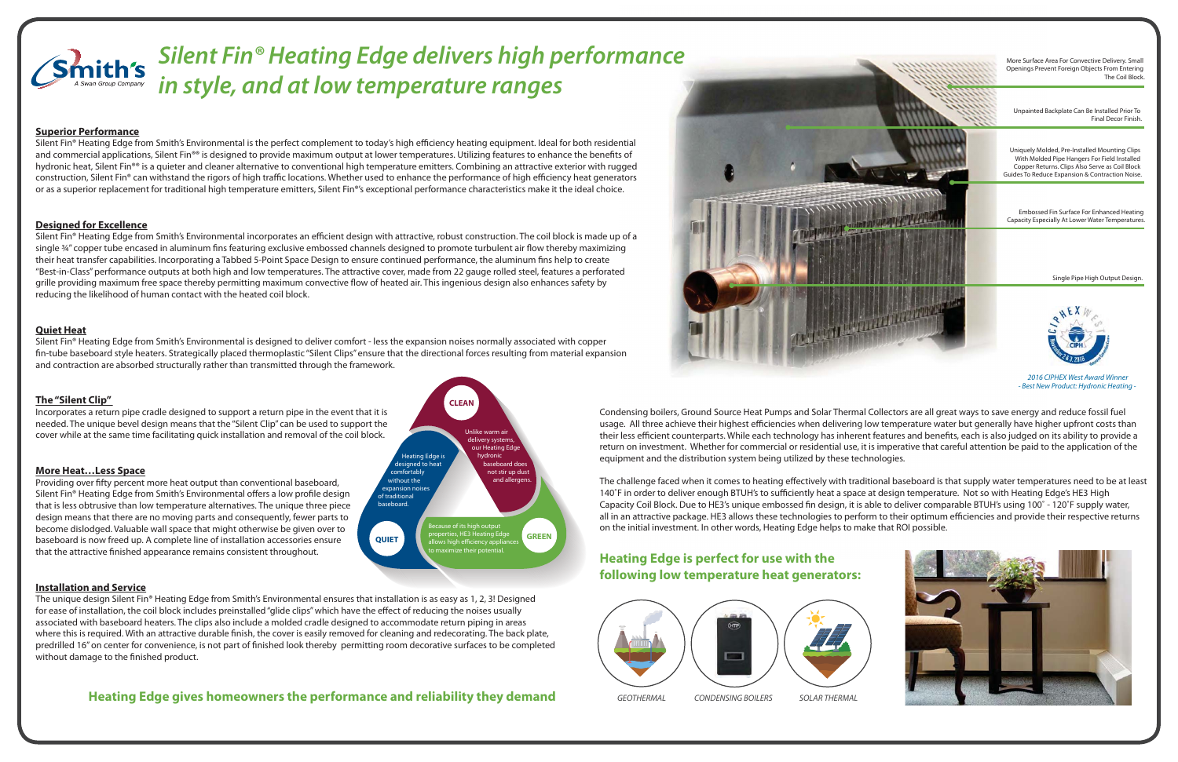# Silent Fin® Heating Edge delivers high performance in style, and at low temperature ranges

## Superior Performance

Silent Fin® Heating Edge from Smith's Environmental is the perfect complement to today's high efficiency heating equipment. Ideal for both residential and commercial applications, Silent Fin®® is designed to provide maximum output at lower temperatures. Utilizing features to enhance the benefits of hydronic heat, Silent Fin®® is a quieter and cleaner alternative to conventional high temperature emitters. Combining an attractive exterior with rugged construction, Silent Fin® can withstand the rigors of high traffic locations. Whether used to enhance the performance of high efficiency heat generators or as a superior replacement for traditional high temperature emitters, Silent Fin®'s exceptional performance characteristics make it the ideal choice.

## Designed for Excellence

Silent Fin® Heating Edge from Smith's Environmental incorporates an efficient design with attractive, robust construction. The coil block is made up of a single ¾" copper tube encased in aluminum fins featuring exclusive embossed channels designed to promote turbulent air flow thereby maximizing their heat transfer capabilities. Incorporating a Tabbed 5-Point Space Design to ensure continued performance, the aluminum fins help to create "Best-in-Class" performance outputs at both high and low temperatures. The attractive cover, made from 22 gauge rolled steel, features a perforated grille providing maximum free space thereby permitting maximum convective flow of heated air. This ingenious design also enhances safety by reducing the likelihood of human contact with the heated coil block.

## Quiet Heat

Silent Fin® Heating Edge from Smith's Environmental is designed to deliver comfort - less the expansion noises normally associated with copper fin-tube baseboard style heaters. Strategically placed thermoplastic "Silent Clips" ensure that the directional forces resulting from material expansion and contraction are absorbed structurally rather than transmitted through the framework.

## The "Silent Clip"

Incorporates a return pipe cradle designed to support a return pipe in the event that it is needed. The unique bevel design means that the "Silent Clip" can be used to support the cover while at the same time facilitating quick installation and removal of the coil block.

## More Heat…Less Space

Providing over fifty percent more heat output than conventional baseboard, Silent Fin® Heating Edge from Smith's Environmental offers a low profile design that is less obtrusive than low temperature alternatives. The unique three piece design means that there are no moving parts and consequently, fewer parts to become dislodged. Valuable wall space that might otherwise be given over to baseboard is now freed up. A complete line of installation accessories ensure that the attractive finished appearance remains consistent throughout.

CLEAN

Unlike warm air delivery systems, our Heating Edge hydronic baseboard does not stir up dust and allergens.

QUIET

Heating Edge is designed to heat comfortably without the expansion noises of traditional baseboard.

GREEN

Because of its high output properties, HE3 Heating Edge allows high efficiency appliances to maximize their potential.

## Installation and Service

The unique design Silent Fin® Heating Edge from Smith's Environmental ensures that installation is as easy as 1, 2, 3! Designed for ease of installation, the coil block includes preinstalled "glide clips" which have the effect of reducing the noises usually associated with baseboard heaters. The clips also include a molded cradle designed to accommodate return piping in areas where this is required. With an attractive durable finish, the cover is easily removed for cleaning and redecorating. The back plate, predrilled 16" on center for convenience, is not part of finished look thereby permitting room decorative surfaces to be completed without damage to the finished product.

**Heating Edge gives homeowners the performance and reliability they demand**

More Surface Area For Convective Delivery. Small Openings Prevent Foreign Objects From Entering The Coil Block.

Unpainted Backplate Can Be Installed Prior To Final Decor Finish.

Uniquely Molded, Pre-Installed Mounting Clips With Molded Pipe Hangers For Field Installed Copper Returns. Clips Also Serve as Coil Block Guides To Reduce Expansion & Contraction Noise.

Embossed Fin Surface For Enhanced Heating Capacity Especially At Lower Water Temperatures.

Single Pipe High Output Design.

*2016 CIPHEX West Award Winner - Best New Product: Hydronic Heating -*

Condensing boilers, Ground Source Heat Pumps and Solar Thermal Collectors are all great ways to save energy and reduce fossil fuel usage. All three achieve their highest efficiencies when delivering low temperature water but generally have higher upfront costs than their less efficient counterparts. While each technology has inherent features and benefits, each is also judged on its ability to provide a return on investment. Whether for commercial or residential use, it is imperative that careful attention be paid to the application of the equipment and the distribution system being utilized by these technologies.

The challenge faced when it comes to heating effectively with traditional baseboard is that supply water temperatures need to be at least 140˚F in order to deliver enough BTUH's to sufficiently heat a space at design temperature. Not so with Heating Edge's HE3 High Capacity Coil Block. Due to HE3's unique embossed fin design, it is able to deliver comparable BTUH's using 100˚ - 120˚F supply water, all in an attractive package. HE3 allows these technologies to perform to their optimum efficiencies and provide their respective returns on the initial investment. In other words, Heating Edge helps to make that ROI possible.

## Heating Edge is perfect for use with the following low temperature heat generators:

*GEOTHERMAL*

*CONDENSING BOILERS*

*SOLAR THERMAL*